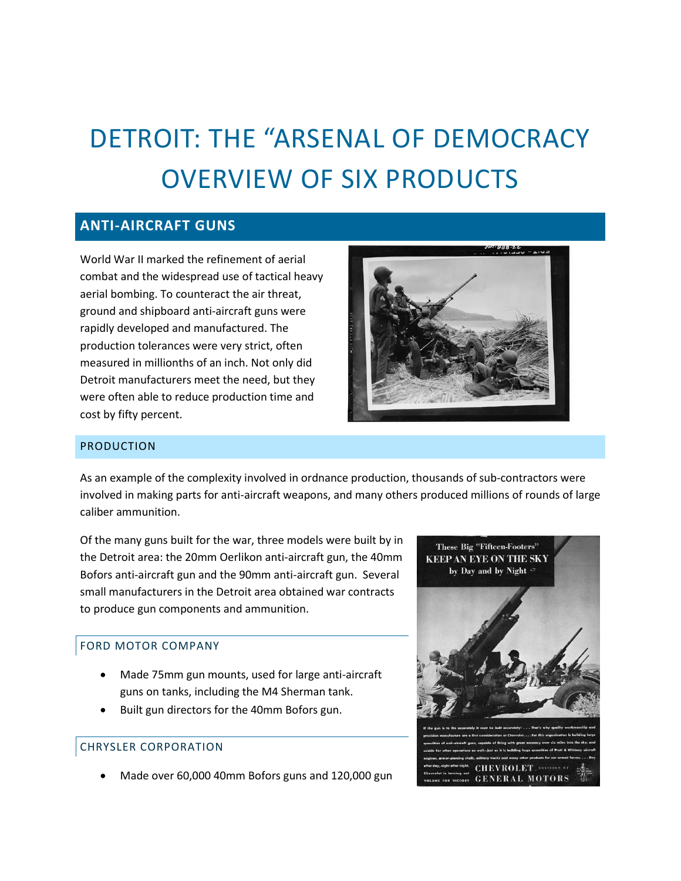# DETROIT: THE "ARSENAL OF DEMOCRACY OVERVIEW OF SIX PRODUCTS

## ANTI-AIRCRAFT GUNS

World War II marked the refinement of aerial combat and the widespread use of tactical heavy aerial bombing. To counteract the air threat, ground and shipboard anti-aircraft guns were rapidly developed and manufactured. The production tolerances were very strict, often measured in millionths of an inch. Not only did Detroit manufacturers meet the need, but they were often able to reduce production time and cost by fifty percent.

### PRODUCTION

As an example of the complexity involved in ordnance production, thousands of sub-contractors were involved in making parts for anti-aircraft weapons, and many others produced millions of rounds of large caliber ammunition.

Of the many guns built for the war, three models were built by in the Detroit area: the 20mm Oerlikon anti-aircraft gun, the 40mm Bofors anti-aircraft gun and the 90mm anti-aircraft gun. Several small manufacturers in the Detroit area obtained war contracts to produce gun components and ammunition.

#### FORD MOTOR COMPANY

- Made 75mm gun mounts, used for large anti-aircraft guns on tanks, including the M4 Sherman tank.
- Built gun directors for the 40mm Bofors gun.

#### CHRYSLER CORPORATION

- Made over 60,000 40mm Bofors guns and 120,000 gun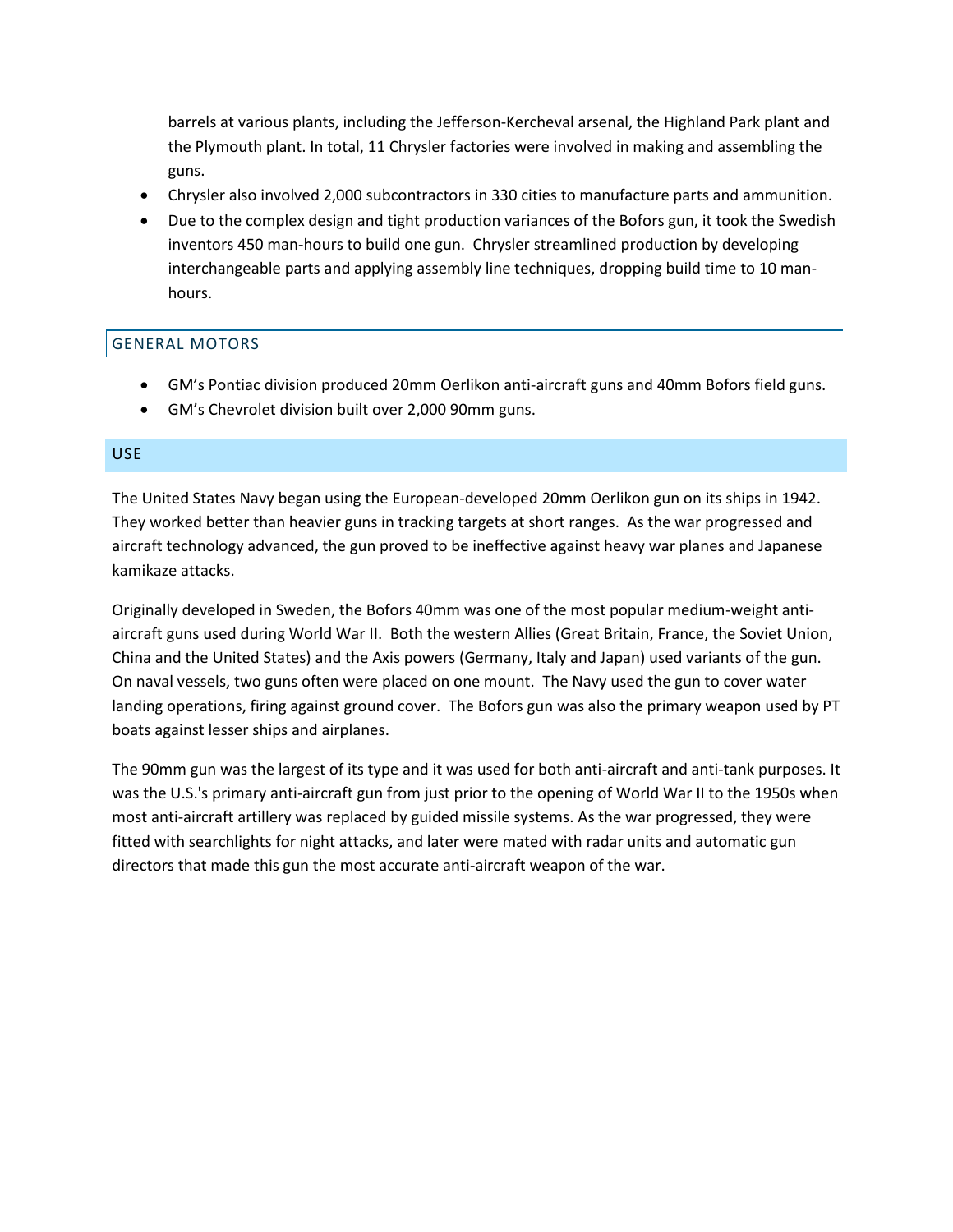barrels at various plants, including the Jefferson-Kercheval arsenal, the Highland Park plant and the Plymouth plant. In total, 11 Chrysler factories were involved in making and assembling the guns.

- Chrysler also involved 2,000 subcontractors in 330 cities to manufacture parts and ammunition.
- Due to the complex design and tight production variances of the Bofors gun, it took the Swedish inventors 450 man-hours to build one gun. Chrysler streamlined production by developing interchangeable parts and applying assembly line techniques, dropping build time to 10 man-hours.

## GENERAL MOTORS

- GM's Pontiac division produced 20mm Oerlikon anti-aircraft guns and 40mm Bofors field guns.
- GM's Chevrolet division built over 2,000 90mm guns.

## USE

The United States Navy began using the European-developed 20mm Oerlikon gun on its ships in 1942. They worked better than heavier guns in tracking targets at short ranges. As the war progressed and aircraft technology advanced, the gun proved to be ineffective against heavy war planes and Japanese kamikaze attacks.

Originally developed in Sweden, the Bofors 40mm was one of the most popular medium-weight anti-aircraft guns used during World War II. Both the western Allies (Great Britain, France, the Soviet Union, China and the United States) and the Axis powers (Germany, Italy and Japan) used variants of the gun. On naval vessels, two guns often were placed on one mount. The Navy used the gun to cover water landing operations, firing against ground cover. The Bofors gun was also the primary weapon used by PT boats against lesser ships and airplanes.

The 90mm gun was the largest of its type and it was used for both anti-aircraft and anti-tank purposes. It was the U.S.'s primary anti-aircraft gun from just prior to the opening of World War II to the 1950s when most anti-aircraft artillery was replaced by guided missile systems. As the war progressed, they were fitted with searchlights for night attacks, and later were mated with radar units and automatic gun directors that made this gun the most accurate anti-aircraft weapon of the war.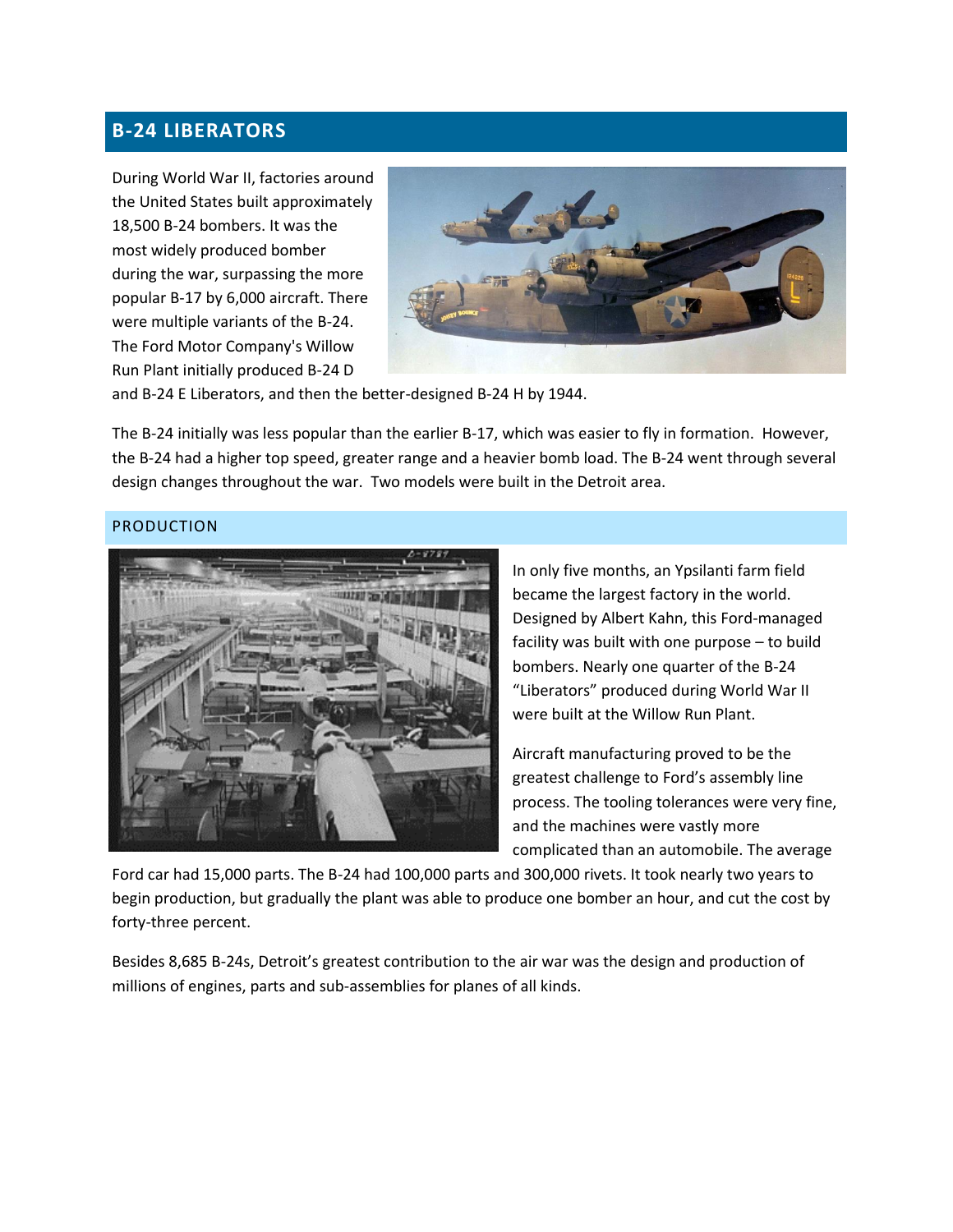## B-24 LIBERATORS

During World War II, factories around the United States built approximately 18,500 B-24 bombers. It was the most widely produced bomber during the war, surpassing the more popular B-17 by 6,000 aircraft. There were multiple variants of the B-24. The Ford Motor Company's Willow Run Plant initially produced B-24 D and B-24 E Liberators, and then the better-designed B-24 H by 1944.

The B-24 initially was less popular than the earlier B-17, which was easier to fly in formation. However, the B-24 had a higher top speed, greater range and a heavier bomb load. The B-24 went through several design changes throughout the war. Two models were built in the Detroit area.

### PRODUCTION

In only five months, an Ypsilanti farm field became the largest factory in the world. Designed by Albert Kahn, this Ford-managed facility was built with one purpose – to build bombers. Nearly one quarter of the B-24 "Liberators" produced during World War II were built at the Willow Run Plant.

Aircraft manufacturing proved to be the greatest challenge to Ford's assembly line process. The tooling tolerances were very fine, and the machines were vastly more complicated than an automobile. The average Ford car had 15,000 parts. The B-24 had 100,000 parts and 300,000 rivets. It took nearly two years to begin production, but gradually the plant was able to produce one bomber an hour, and cut the cost by forty-three percent.

Besides 8,685 B-24s, Detroit's greatest contribution to the air war was the design and production of millions of engines, parts and sub-assemblies for planes of all kinds.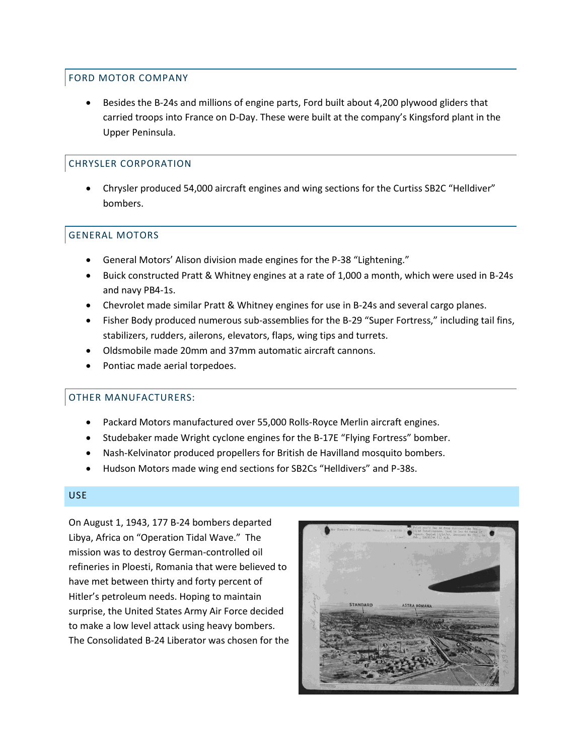## FORD MOTOR COMPANY

- Besides the B-24s and millions of engine parts, Ford built about 4,200 plywood gliders that carried troops into France on D-Day. These were built at the company's Kingsford plant in the Upper Peninsula.

## CHRYSLER CORPORATION

- Chrysler produced 54,000 aircraft engines and wing sections for the Curtiss SB2C "Helldiver" bombers.

## GENERAL MOTORS

- General Motors' Alison division made engines for the P-38 "Lightening."
- Buick constructed Pratt & Whitney engines at a rate of 1,000 a month, which were used in B-24s and navy PB4-1s.
- Chevrolet made similar Pratt & Whitney engines for use in B-24s and several cargo planes.
- Fisher Body produced numerous sub-assemblies for the B-29 "Super Fortress," including tail fins, stabilizers, rudders, ailerons, elevators, flaps, wing tips and turrets.
- Oldsmobile made 20mm and 37mm automatic aircraft cannons.
- Pontiac made aerial torpedoes.

## OTHER MANUFACTURERS:

- Packard Motors manufactured over 55,000 Rolls-Royce Merlin aircraft engines.
- Studebaker made Wright cyclone engines for the B-17E "Flying Fortress" bomber.
- Nash-Kelvinator produced propellers for British de Havilland mosquito bombers.
- Hudson Motors made wing end sections for SB2Cs "Helldivers" and P-38s.

## USE

On August 1, 1943, 177 B-24 bombers departed Libya, Africa on "Operation Tidal Wave." The mission was to destroy German-controlled oil refineries in Ploesti, Romania that were believed to have met between thirty and forty percent of Hitler's petroleum needs. Hoping to maintain surprise, the United States Army Air Force decided to make a low level attack using heavy bombers. The Consolidated B-24 Liberator was chosen for the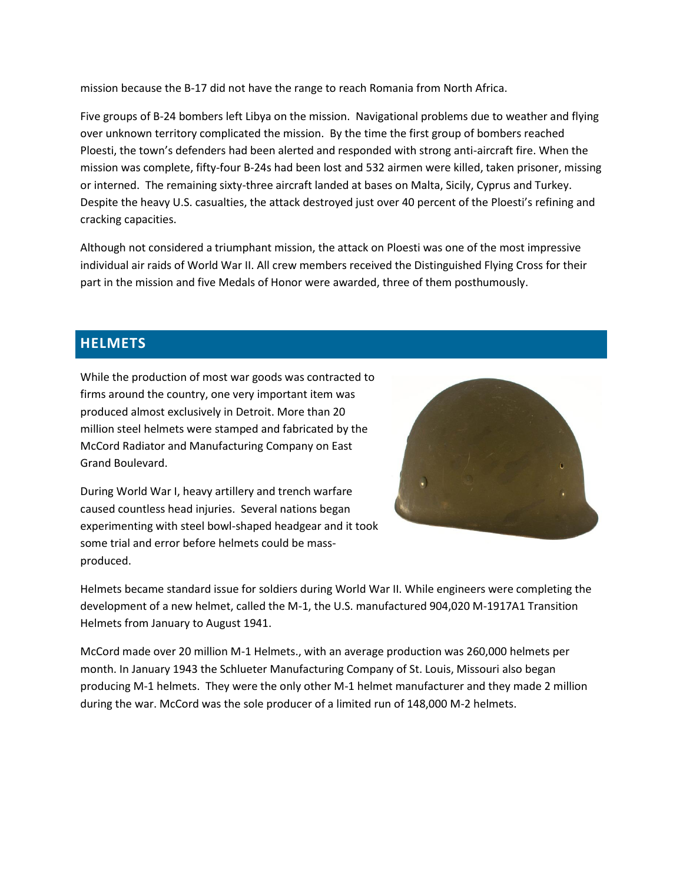mission because the B-17 did not have the range to reach Romania from North Africa.

Five groups of B-24 bombers left Libya on the mission. Navigational problems due to weather and flying over unknown territory complicated the mission. By the time the first group of bombers reached Ploesti, the town's defenders had been alerted and responded with strong anti-aircraft fire. When the mission was complete, fifty-four B-24s had been lost and 532 airmen were killed, taken prisoner, missing or interned. The remaining sixty-three aircraft landed at bases on Malta, Sicily, Cyprus and Turkey. Despite the heavy U.S. casualties, the attack destroyed just over 40 percent of the Ploesti's refining and cracking capacities.

Although not considered a triumphant mission, the attack on Ploesti was one of the most impressive individual air raids of World War II. All crew members received the Distinguished Flying Cross for their part in the mission and five Medals of Honor were awarded, three of them posthumously.

## HELMETS

While the production of most war goods was contracted to firms around the country, one very important item was produced almost exclusively in Detroit. More than 20 million steel helmets were stamped and fabricated by the McCord Radiator and Manufacturing Company on East Grand Boulevard.

During World War I, heavy artillery and trench warfare caused countless head injuries. Several nations began experimenting with steel bowl-shaped headgear and it took some trial and error before helmets could be mass-produced.

Helmets became standard issue for soldiers during World War II. While engineers were completing the development of a new helmet, called the M-1, the U.S. manufactured 904,020 M-1917A1 Transition Helmets from January to August 1941.

McCord made over 20 million M-1 Helmets., with an average production was 260,000 helmets per month. In January 1943 the Schlueter Manufacturing Company of St. Louis, Missouri also began producing M-1 helmets. They were the only other M-1 helmet manufacturer and they made 2 million during the war. McCord was the sole producer of a limited run of 148,000 M-2 helmets.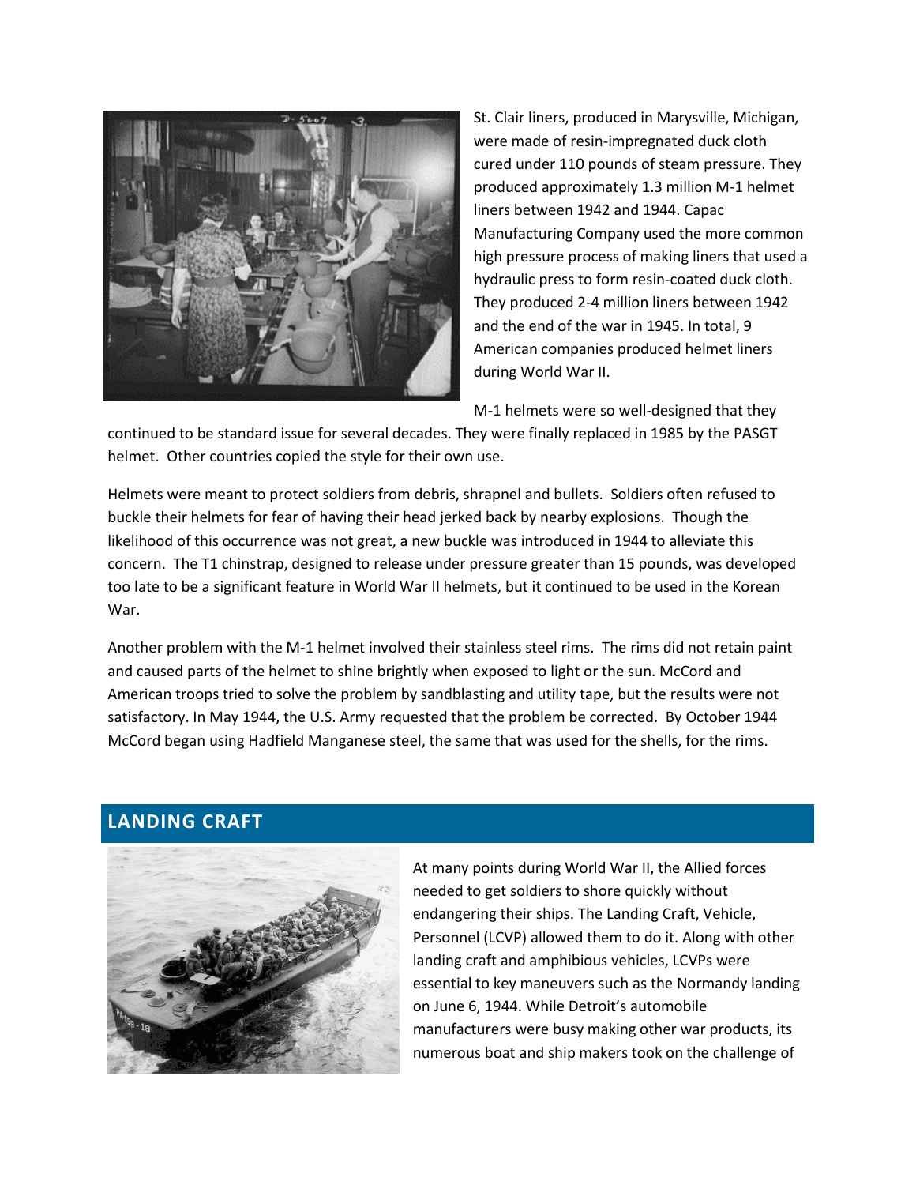St. Clair liners, produced in Marysville, Michigan, were made of resin-impregnated duck cloth cured under 110 pounds of steam pressure. They produced approximately 1.3 million M-1 helmet liners between 1942 and 1944. Capac Manufacturing Company used the more common high pressure process of making liners that used a hydraulic press to form resin-coated duck cloth. They produced 2-4 million liners between 1942 and the end of the war in 1945. In total, 9 American companies produced helmet liners during World War II.

M-1 helmets were so well-designed that they continued to be standard issue for several decades. They were finally replaced in 1985 by the PASGT helmet. Other countries copied the style for their own use.

Helmets were meant to protect soldiers from debris, shrapnel and bullets. Soldiers often refused to buckle their helmets for fear of having their head jerked back by nearby explosions. Though the likelihood of this occurrence was not great, a new buckle was introduced in 1944 to alleviate this concern. The T1 chinstrap, designed to release under pressure greater than 15 pounds, was developed too late to be a significant feature in World War II helmets, but it continued to be used in the Korean War.

Another problem with the M-1 helmet involved their stainless steel rims. The rims did not retain paint and caused parts of the helmet to shine brightly when exposed to light or the sun. McCord and American troops tried to solve the problem by sandblasting and utility tape, but the results were not satisfactory. In May 1944, the U.S. Army requested that the problem be corrected. By October 1944 McCord began using Hadfield Manganese steel, the same that was used for the shells, for the rims.

## LANDING CRAFT

At many points during World War II, the Allied forces needed to get soldiers to shore quickly without endangering their ships. The Landing Craft, Vehicle, Personnel (LCVP) allowed them to do it. Along with other landing craft and amphibious vehicles, LCVPs were essential to key maneuvers such as the Normandy landing on June 6, 1944. While Detroit's automobile manufacturers were busy making other war products, its numerous boat and ship makers took on the challenge of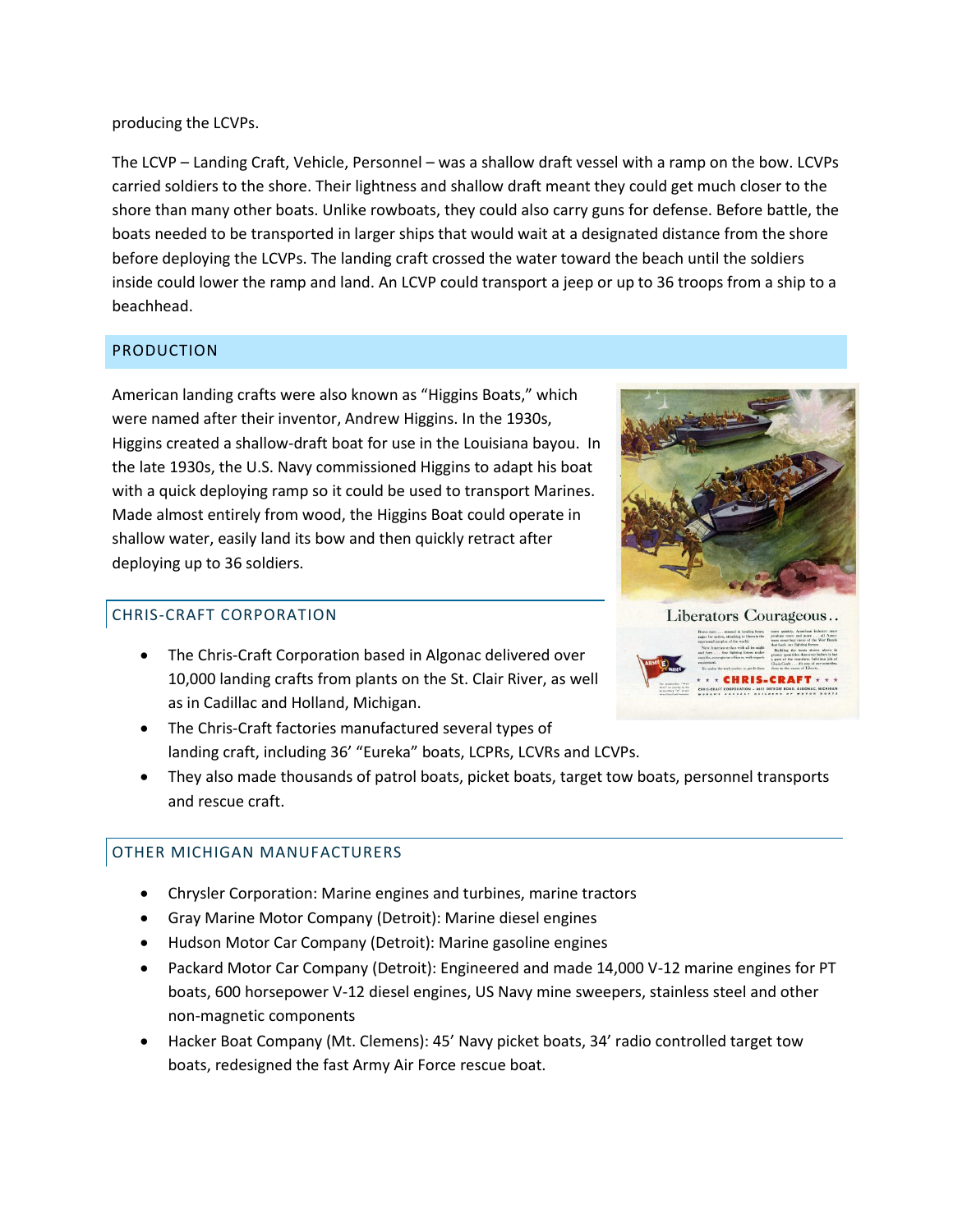producing the LCVPs.

The LCVP – Landing Craft, Vehicle, Personnel – was a shallow draft vessel with a ramp on the bow. LCVPs carried soldiers to the shore. Their lightness and shallow draft meant they could get much closer to the shore than many other boats. Unlike rowboats, they could also carry guns for defense. Before battle, the boats needed to be transported in larger ships that would wait at a designated distance from the shore before deploying the LCVPs. The landing craft crossed the water toward the beach until the soldiers inside could lower the ramp and land. An LCVP could transport a jeep or up to 36 troops from a ship to a beachhead.

## PRODUCTION

American landing crafts were also known as "Higgins Boats," which were named after their inventor, Andrew Higgins. In the 1930s, Higgins created a shallow-draft boat for use in the Louisiana bayou. In the late 1930s, the U.S. Navy commissioned Higgins to adapt his boat with a quick deploying ramp so it could be used to transport Marines. Made almost entirely from wood, the Higgins Boat could operate in shallow water, easily land its bow and then quickly retract after deploying up to 36 soldiers.

### CHRIS-CRAFT CORPORATION

- The Chris-Craft Corporation based in Algonac delivered over 10,000 landing crafts from plants on the St. Clair River, as well as in Cadillac and Holland, Michigan.
- The Chris-Craft factories manufactured several types of landing craft, including 36' "Eureka" boats, LCPRs, LCVRs and LCVPs.
- They also made thousands of patrol boats, picket boats, target tow boats, personnel transports and rescue craft.

### OTHER MICHIGAN MANUFACTURERS

- Chrysler Corporation: Marine engines and turbines, marine tractors
- Gray Marine Motor Company (Detroit): Marine diesel engines
- Hudson Motor Car Company (Detroit): Marine gasoline engines
- Packard Motor Car Company (Detroit): Engineered and made 14,000 V-12 marine engines for PT boats, 600 horsepower V-12 diesel engines, US Navy mine sweepers, stainless steel and other non-magnetic components
- Hacker Boat Company (Mt. Clemens): 45' Navy picket boats, 34' radio controlled target tow boats, redesigned the fast Army Air Force rescue boat.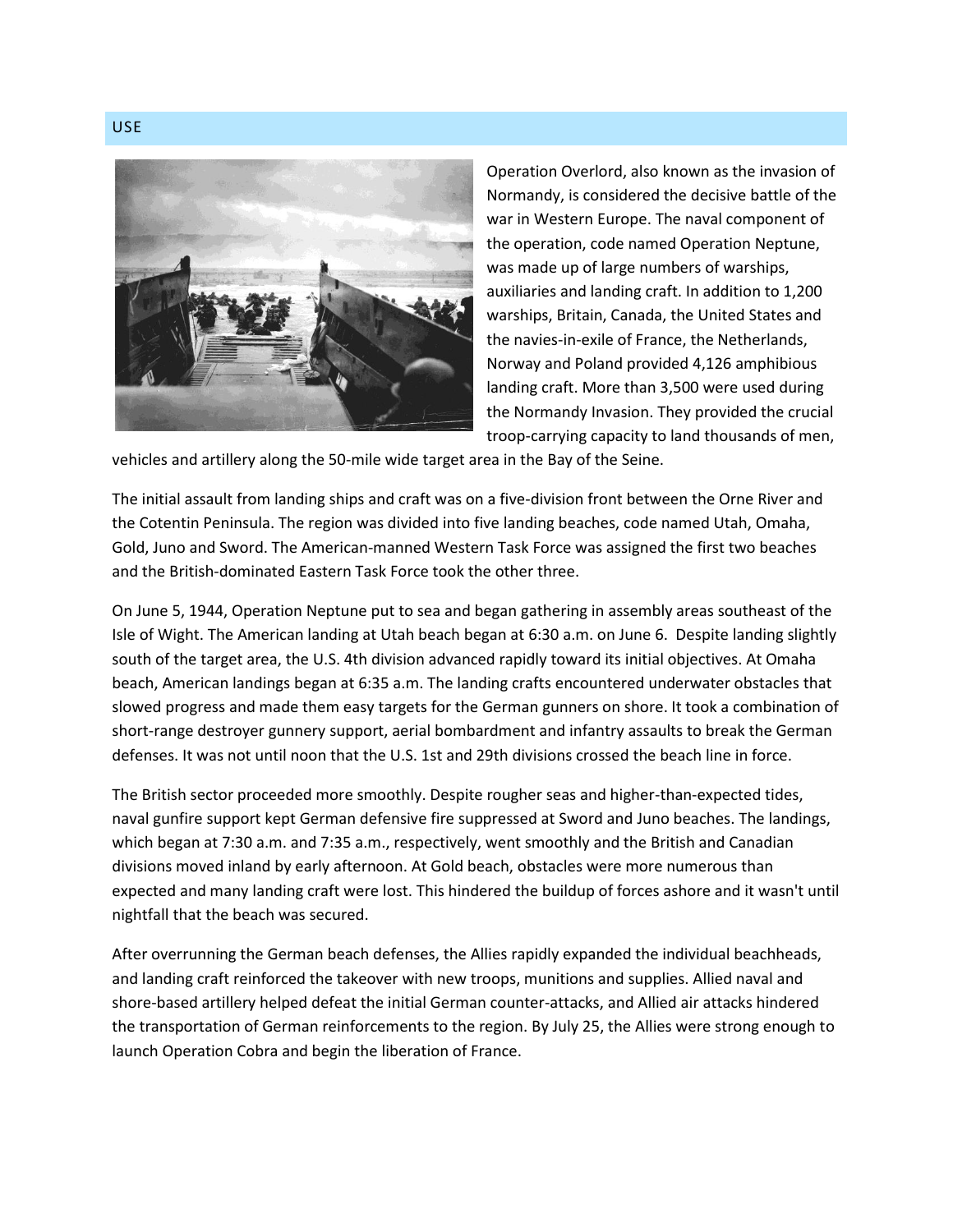## USE

Operation Overlord, also known as the invasion of Normandy, is considered the decisive battle of the war in Western Europe. The naval component of the operation, code named Operation Neptune, was made up of large numbers of warships, auxiliaries and landing craft. In addition to 1,200 warships, Britain, Canada, the United States and the navies-in-exile of France, the Netherlands, Norway and Poland provided 4,126 amphibious landing craft. More than 3,500 were used during the Normandy Invasion. They provided the crucial troop-carrying capacity to land thousands of men, vehicles and artillery along the 50-mile wide target area in the Bay of the Seine.

The initial assault from landing ships and craft was on a five-division front between the Orne River and the Cotentin Peninsula. The region was divided into five landing beaches, code named Utah, Omaha, Gold, Juno and Sword. The American-manned Western Task Force was assigned the first two beaches and the British-dominated Eastern Task Force took the other three.

On June 5, 1944, Operation Neptune put to sea and began gathering in assembly areas southeast of the Isle of Wight. The American landing at Utah beach began at 6:30 a.m. on June 6. Despite landing slightly south of the target area, the U.S. 4th division advanced rapidly toward its initial objectives. At Omaha beach, American landings began at 6:35 a.m. The landing crafts encountered underwater obstacles that slowed progress and made them easy targets for the German gunners on shore. It took a combination of short-range destroyer gunnery support, aerial bombardment and infantry assaults to break the German defenses. It was not until noon that the U.S. 1st and 29th divisions crossed the beach line in force.

The British sector proceeded more smoothly. Despite rougher seas and higher-than-expected tides, naval gunfire support kept German defensive fire suppressed at Sword and Juno beaches. The landings, which began at 7:30 a.m. and 7:35 a.m., respectively, went smoothly and the British and Canadian divisions moved inland by early afternoon. At Gold beach, obstacles were more numerous than expected and many landing craft were lost. This hindered the buildup of forces ashore and it wasn't until nightfall that the beach was secured.

After overrunning the German beach defenses, the Allies rapidly expanded the individual beachheads, and landing craft reinforced the takeover with new troops, munitions and supplies. Allied naval and shore-based artillery helped defeat the initial German counter-attacks, and Allied air attacks hindered the transportation of German reinforcements to the region. By July 25, the Allies were strong enough to launch Operation Cobra and begin the liberation of France.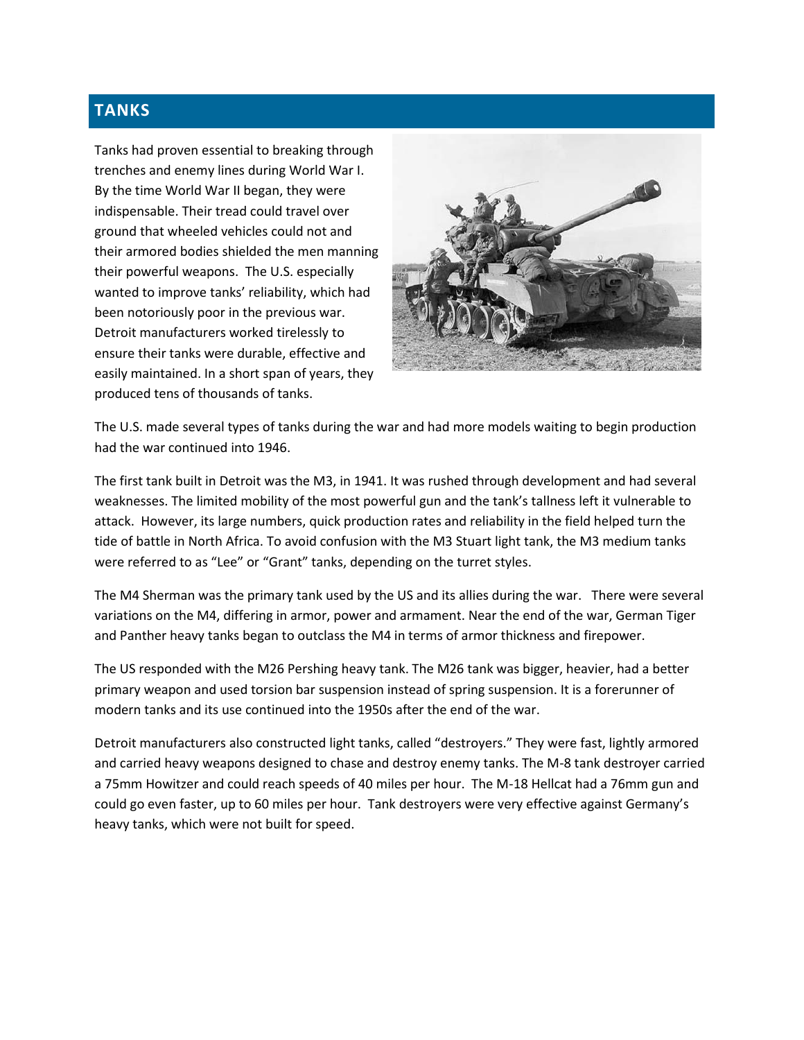## TANKS

Tanks had proven essential to breaking through trenches and enemy lines during World War I. By the time World War II began, they were indispensable. Their tread could travel over ground that wheeled vehicles could not and their armored bodies shielded the men manning their powerful weapons. The U.S. especially wanted to improve tanks' reliability, which had been notoriously poor in the previous war. Detroit manufacturers worked tirelessly to ensure their tanks were durable, effective and easily maintained. In a short span of years, they produced tens of thousands of tanks.

The U.S. made several types of tanks during the war and had more models waiting to begin production had the war continued into 1946.

The first tank built in Detroit was the M3, in 1941. It was rushed through development and had several weaknesses. The limited mobility of the most powerful gun and the tank's tallness left it vulnerable to attack. However, its large numbers, quick production rates and reliability in the field helped turn the tide of battle in North Africa. To avoid confusion with the M3 Stuart light tank, the M3 medium tanks were referred to as "Lee" or "Grant" tanks, depending on the turret styles.

The M4 Sherman was the primary tank used by the US and its allies during the war. There were several variations on the M4, differing in armor, power and armament. Near the end of the war, German Tiger and Panther heavy tanks began to outclass the M4 in terms of armor thickness and firepower.

The US responded with the M26 Pershing heavy tank. The M26 tank was bigger, heavier, had a better primary weapon and used torsion bar suspension instead of spring suspension. It is a forerunner of modern tanks and its use continued into the 1950s after the end of the war.

Detroit manufacturers also constructed light tanks, called "destroyers." They were fast, lightly armored and carried heavy weapons designed to chase and destroy enemy tanks. The M-8 tank destroyer carried a 75mm Howitzer and could reach speeds of 40 miles per hour. The M-18 Hellcat had a 76mm gun and could go even faster, up to 60 miles per hour. Tank destroyers were very effective against Germany's heavy tanks, which were not built for speed.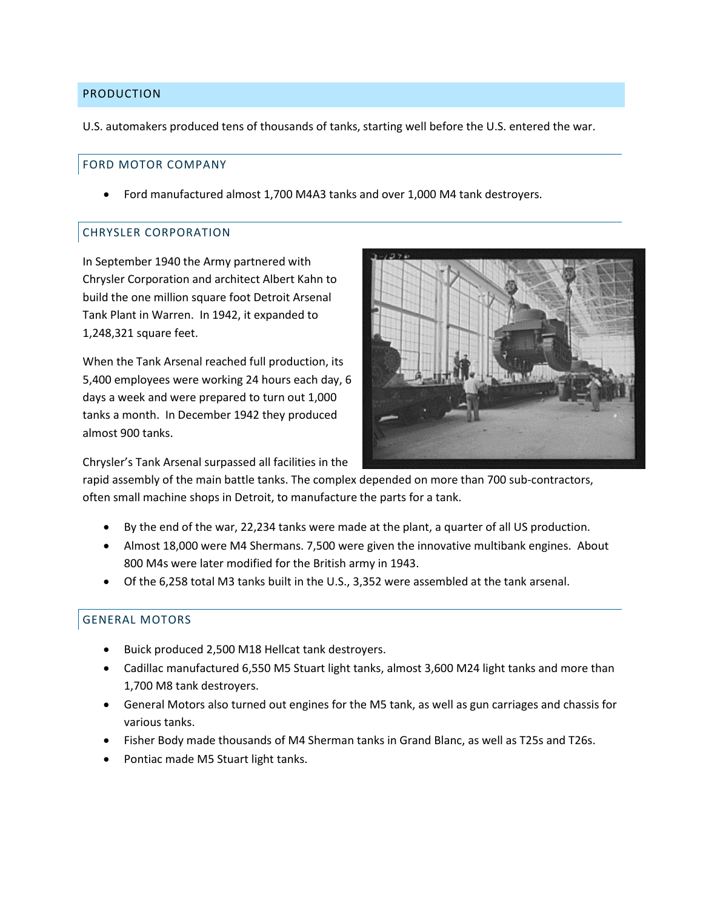## PRODUCTION

U.S. automakers produced tens of thousands of tanks, starting well before the U.S. entered the war.

### FORD MOTOR COMPANY

- Ford manufactured almost 1,700 M4A3 tanks and over 1,000 M4 tank destroyers.

### CHRYSLER CORPORATION

In September 1940 the Army partnered with Chrysler Corporation and architect Albert Kahn to build the one million square foot Detroit Arsenal Tank Plant in Warren. In 1942, it expanded to 1,248,321 square feet.

When the Tank Arsenal reached full production, its 5,400 employees were working 24 hours each day, 6 days a week and were prepared to turn out 1,000 tanks a month. In December 1942 they produced almost 900 tanks.

Chrysler's Tank Arsenal surpassed all facilities in the rapid assembly of the main battle tanks. The complex depended on more than 700 sub-contractors, often small machine shops in Detroit, to manufacture the parts for a tank.

- By the end of the war, 22,234 tanks were made at the plant, a quarter of all US production.
- Almost 18,000 were M4 Shermans. 7,500 were given the innovative multibank engines. About 800 M4s were later modified for the British army in 1943.
- Of the 6,258 total M3 tanks built in the U.S., 3,352 were assembled at the tank arsenal.

### GENERAL MOTORS

- Buick produced 2,500 M18 Hellcat tank destroyers.
- Cadillac manufactured 6,550 M5 Stuart light tanks, almost 3,600 M24 light tanks and more than 1,700 M8 tank destroyers.
- General Motors also turned out engines for the M5 tank, as well as gun carriages and chassis for various tanks.
- Fisher Body made thousands of M4 Sherman tanks in Grand Blanc, as well as T25s and T26s.
- Pontiac made M5 Stuart light tanks.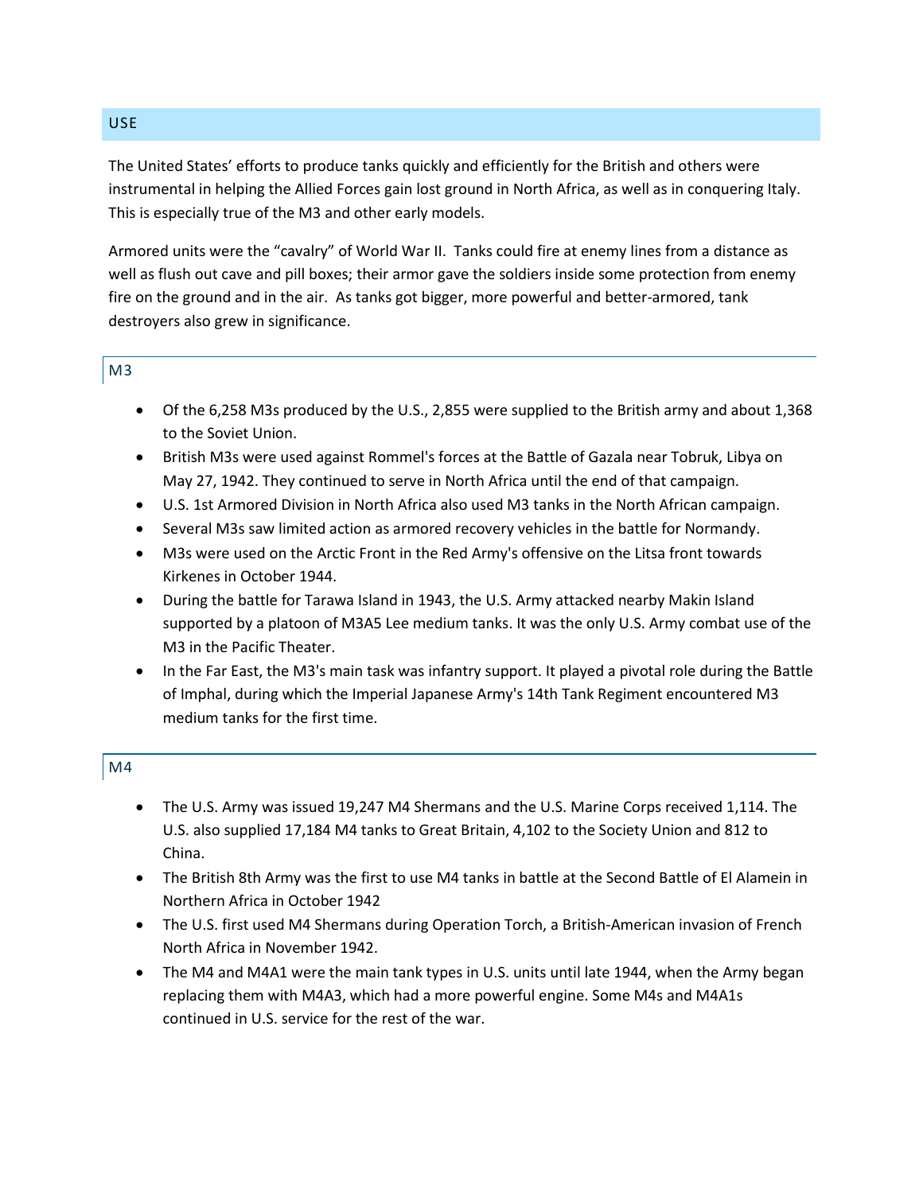## USE

The United States' efforts to produce tanks quickly and efficiently for the British and others were instrumental in helping the Allied Forces gain lost ground in North Africa, as well as in conquering Italy. This is especially true of the M3 and other early models.

Armored units were the "cavalry" of World War II. Tanks could fire at enemy lines from a distance as well as flush out cave and pill boxes; their armor gave the soldiers inside some protection from enemy fire on the ground and in the air. As tanks got bigger, more powerful and better-armored, tank destroyers also grew in significance.

### M3

- Of the 6,258 M3s produced by the U.S., 2,855 were supplied to the British army and about 1,368 to the Soviet Union.
- British M3s were used against Rommel's forces at the Battle of Gazala near Tobruk, Libya on May 27, 1942. They continued to serve in North Africa until the end of that campaign.
- U.S. 1st Armored Division in North Africa also used M3 tanks in the North African campaign.
- Several M3s saw limited action as armored recovery vehicles in the battle for Normandy.
- M3s were used on the Arctic Front in the Red Army's offensive on the Litsa front towards Kirkenes in October 1944.
- During the battle for Tarawa Island in 1943, the U.S. Army attacked nearby Makin Island supported by a platoon of M3A5 Lee medium tanks. It was the only U.S. Army combat use of the M3 in the Pacific Theater.
- In the Far East, the M3's main task was infantry support. It played a pivotal role during the Battle of Imphal, during which the Imperial Japanese Army's 14th Tank Regiment encountered M3 medium tanks for the first time.

### M4

- The U.S. Army was issued 19,247 M4 Shermans and the U.S. Marine Corps received 1,114. The U.S. also supplied 17,184 M4 tanks to Great Britain, 4,102 to the Society Union and 812 to China.
- The British 8th Army was the first to use M4 tanks in battle at the Second Battle of El Alamein in Northern Africa in October 1942
- The U.S. first used M4 Shermans during Operation Torch, a British-American invasion of French North Africa in November 1942.
- The M4 and M4A1 were the main tank types in U.S. units until late 1944, when the Army began replacing them with M4A3, which had a more powerful engine. Some M4s and M4A1s continued in U.S. service for the rest of the war.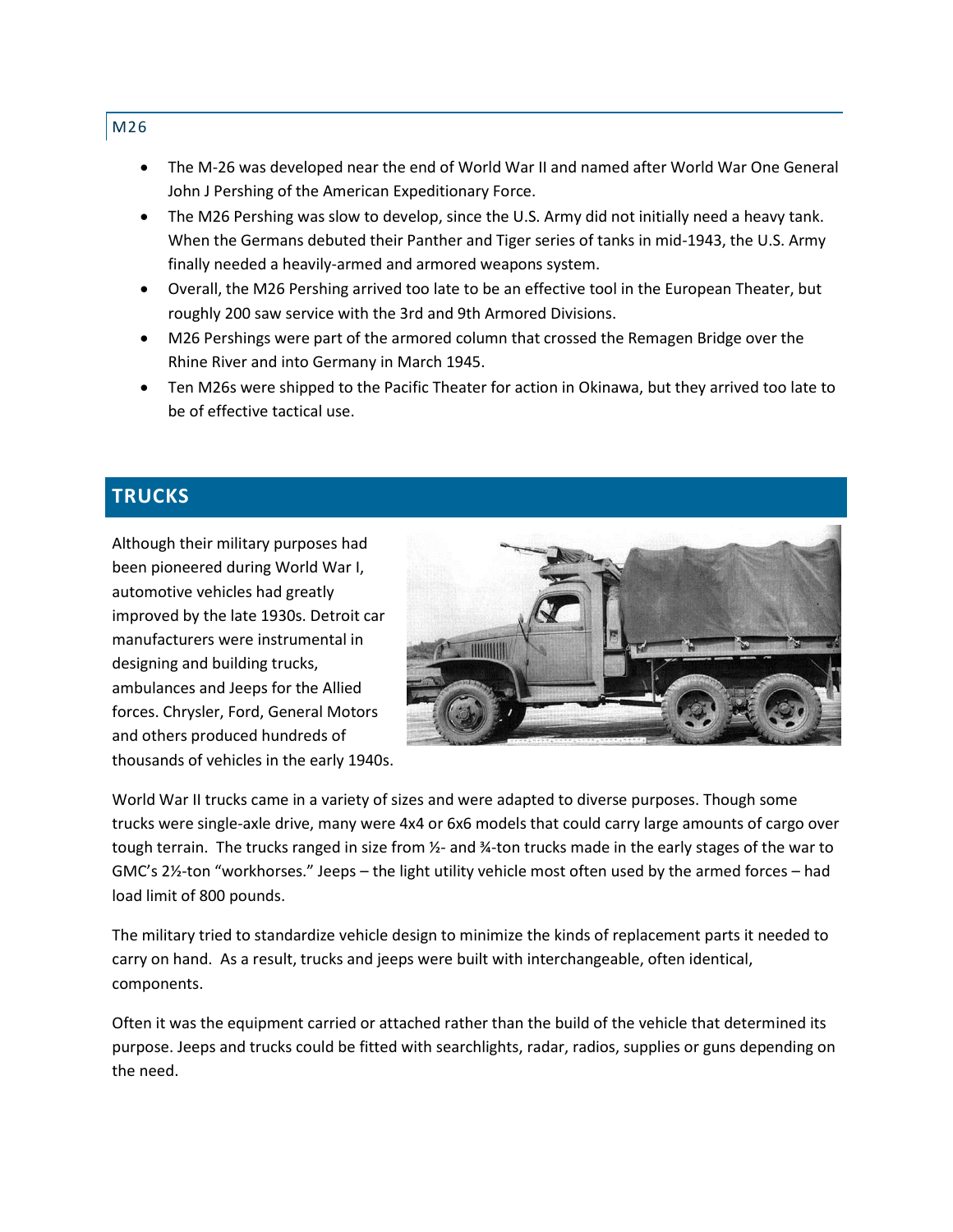## M26

- The M-26 was developed near the end of World War II and named after World War One General John J Pershing of the American Expeditionary Force.
- The M26 Pershing was slow to develop, since the U.S. Army did not initially need a heavy tank. When the Germans debuted their Panther and Tiger series of tanks in mid-1943, the U.S. Army finally needed a heavily-armed and armored weapons system.
- Overall, the M26 Pershing arrived too late to be an effective tool in the European Theater, but roughly 200 saw service with the 3rd and 9th Armored Divisions.
- M26 Pershings were part of the armored column that crossed the Remagen Bridge over the Rhine River and into Germany in March 1945.
- Ten M26s were shipped to the Pacific Theater for action in Okinawa, but they arrived too late to be of effective tactical use.

# TRUCKS

Although their military purposes had been pioneered during World War I, automotive vehicles had greatly improved by the late 1930s. Detroit car manufacturers were instrumental in designing and building trucks, ambulances and Jeeps for the Allied forces. Chrysler, Ford, General Motors and others produced hundreds of thousands of vehicles in the early 1940s.

World War II trucks came in a variety of sizes and were adapted to diverse purposes. Though some trucks were single-axle drive, many were 4x4 or 6x6 models that could carry large amounts of cargo over tough terrain. The trucks ranged in size from ½- and ¾-ton trucks made in the early stages of the war to GMC's 2½-ton "workhorses." Jeeps – the light utility vehicle most often used by the armed forces – had load limit of 800 pounds.

The military tried to standardize vehicle design to minimize the kinds of replacement parts it needed to carry on hand. As a result, trucks and jeeps were built with interchangeable, often identical, components.

Often it was the equipment carried or attached rather than the build of the vehicle that determined its purpose. Jeeps and trucks could be fitted with searchlights, radar, radios, supplies or guns depending on the need.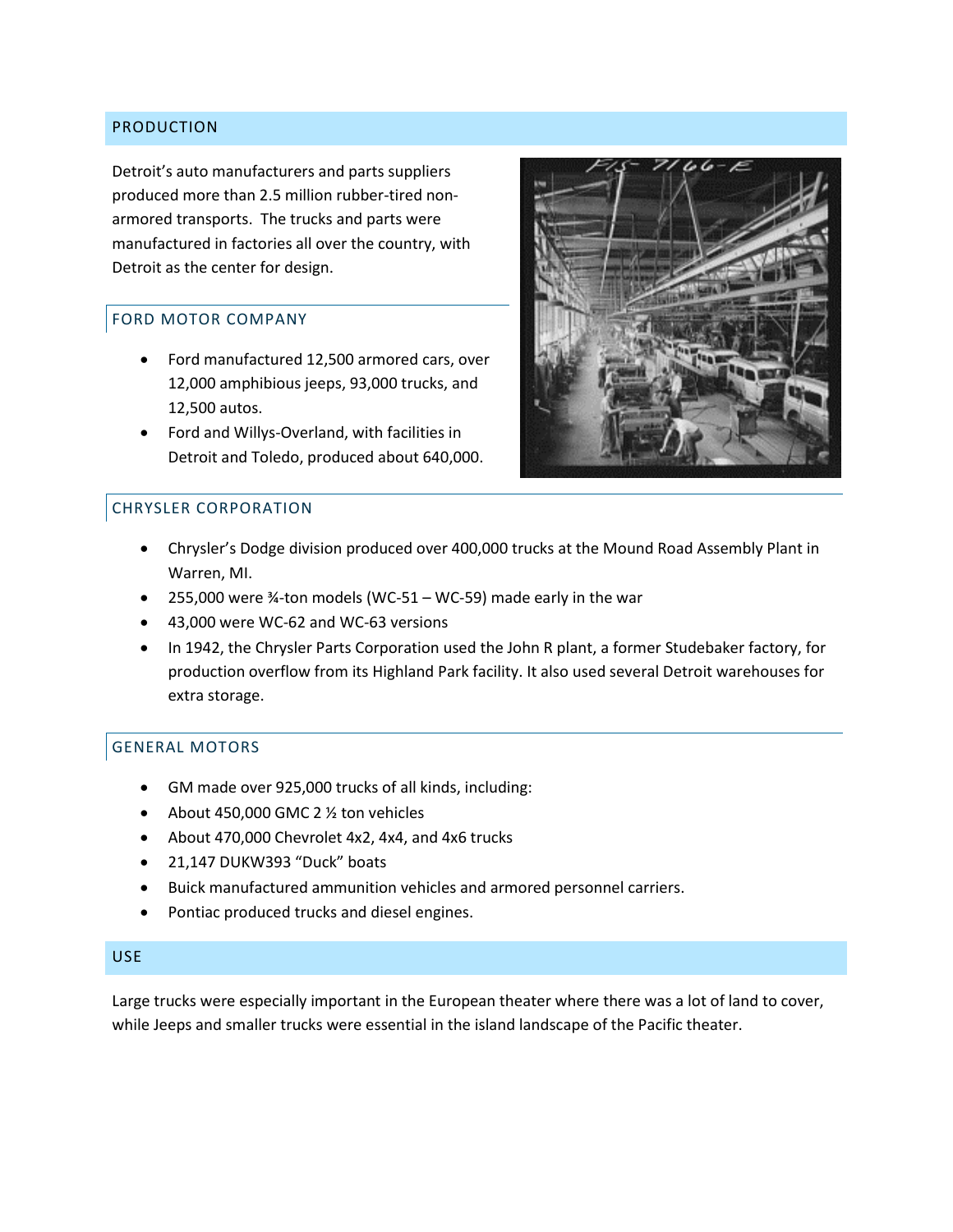## PRODUCTION

Detroit's auto manufacturers and parts suppliers produced more than 2.5 million rubber-tired non-armored transports. The trucks and parts were manufactured in factories all over the country, with Detroit as the center for design.

### FORD MOTOR COMPANY

- Ford manufactured 12,500 armored cars, over 12,000 amphibious jeeps, 93,000 trucks, and 12,500 autos.
- Ford and Willys-Overland, with facilities in Detroit and Toledo, produced about 640,000.

### CHRYSLER CORPORATION

- Chrysler's Dodge division produced over 400,000 trucks at the Mound Road Assembly Plant in Warren, MI.
- 255,000 were ¾-ton models (WC-51 – WC-59) made early in the war
- 43,000 were WC-62 and WC-63 versions
- In 1942, the Chrysler Parts Corporation used the John R plant, a former Studebaker factory, for production overflow from its Highland Park facility. It also used several Detroit warehouses for extra storage.

### GENERAL MOTORS

- GM made over 925,000 trucks of all kinds, including:
- About 450,000 GMC 2 ½ ton vehicles
- About 470,000 Chevrolet 4x2, 4x4, and 4x6 trucks
- 21,147 DUKW393 "Duck" boats
- Buick manufactured ammunition vehicles and armored personnel carriers.
- Pontiac produced trucks and diesel engines.

## USE

Large trucks were especially important in the European theater where there was a lot of land to cover, while Jeeps and smaller trucks were essential in the island landscape of the Pacific theater.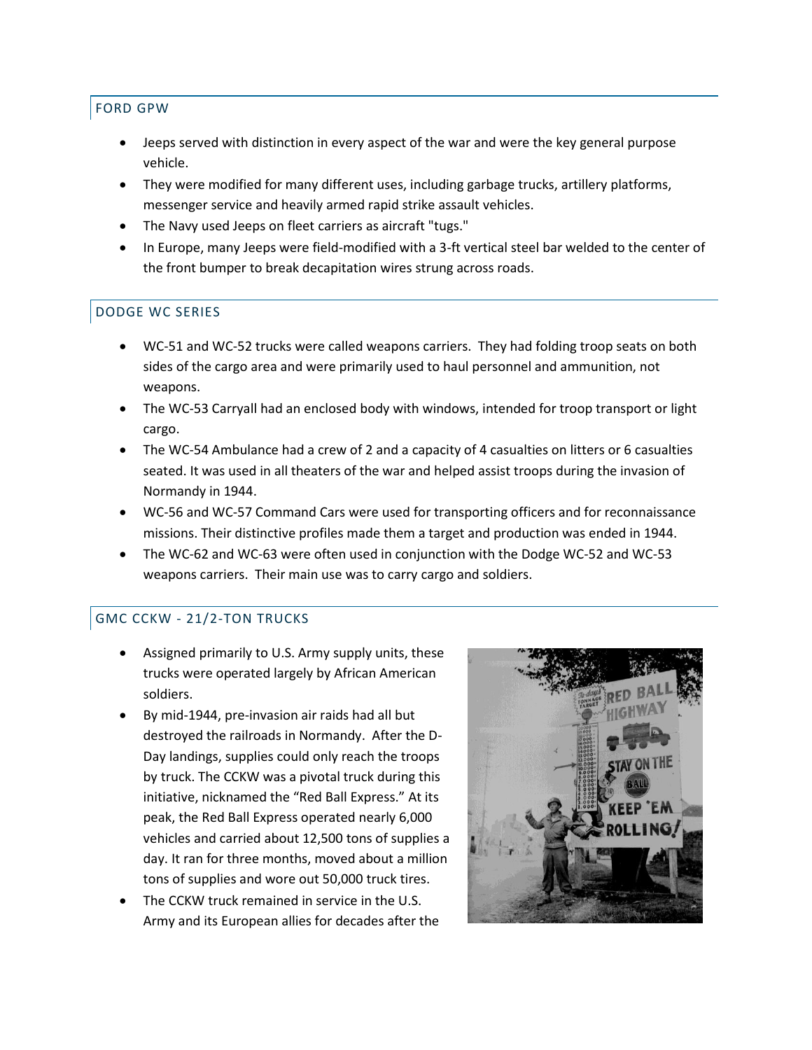## FORD GPW

- Jeeps served with distinction in every aspect of the war and were the key general purpose vehicle.
- They were modified for many different uses, including garbage trucks, artillery platforms, messenger service and heavily armed rapid strike assault vehicles.
- The Navy used Jeeps on fleet carriers as aircraft "tugs."
- In Europe, many Jeeps were field-modified with a 3-ft vertical steel bar welded to the center of the front bumper to break decapitation wires strung across roads.

## DODGE WC SERIES

- WC-51 and WC-52 trucks were called weapons carriers. They had folding troop seats on both sides of the cargo area and were primarily used to haul personnel and ammunition, not weapons.
- The WC-53 Carryall had an enclosed body with windows, intended for troop transport or light cargo.
- The WC-54 Ambulance had a crew of 2 and a capacity of 4 casualties on litters or 6 casualties seated. It was used in all theaters of the war and helped assist troops during the invasion of Normandy in 1944.
- WC-56 and WC-57 Command Cars were used for transporting officers and for reconnaissance missions. Their distinctive profiles made them a target and production was ended in 1944.
- The WC-62 and WC-63 were often used in conjunction with the Dodge WC-52 and WC-53 weapons carriers. Their main use was to carry cargo and soldiers.

## GMC CCKW - 21/2-TON TRUCKS

- Assigned primarily to U.S. Army supply units, these trucks were operated largely by African American soldiers.
- By mid-1944, pre-invasion air raids had all but destroyed the railroads in Normandy. After the D-Day landings, supplies could only reach the troops by truck. The CCKW was a pivotal truck during this initiative, nicknamed the "Red Ball Express." At its peak, the Red Ball Express operated nearly 6,000 vehicles and carried about 12,500 tons of supplies a day. It ran for three months, moved about a million tons of supplies and wore out 50,000 truck tires.
- The CCKW truck remained in service in the U.S. Army and its European allies for decades after the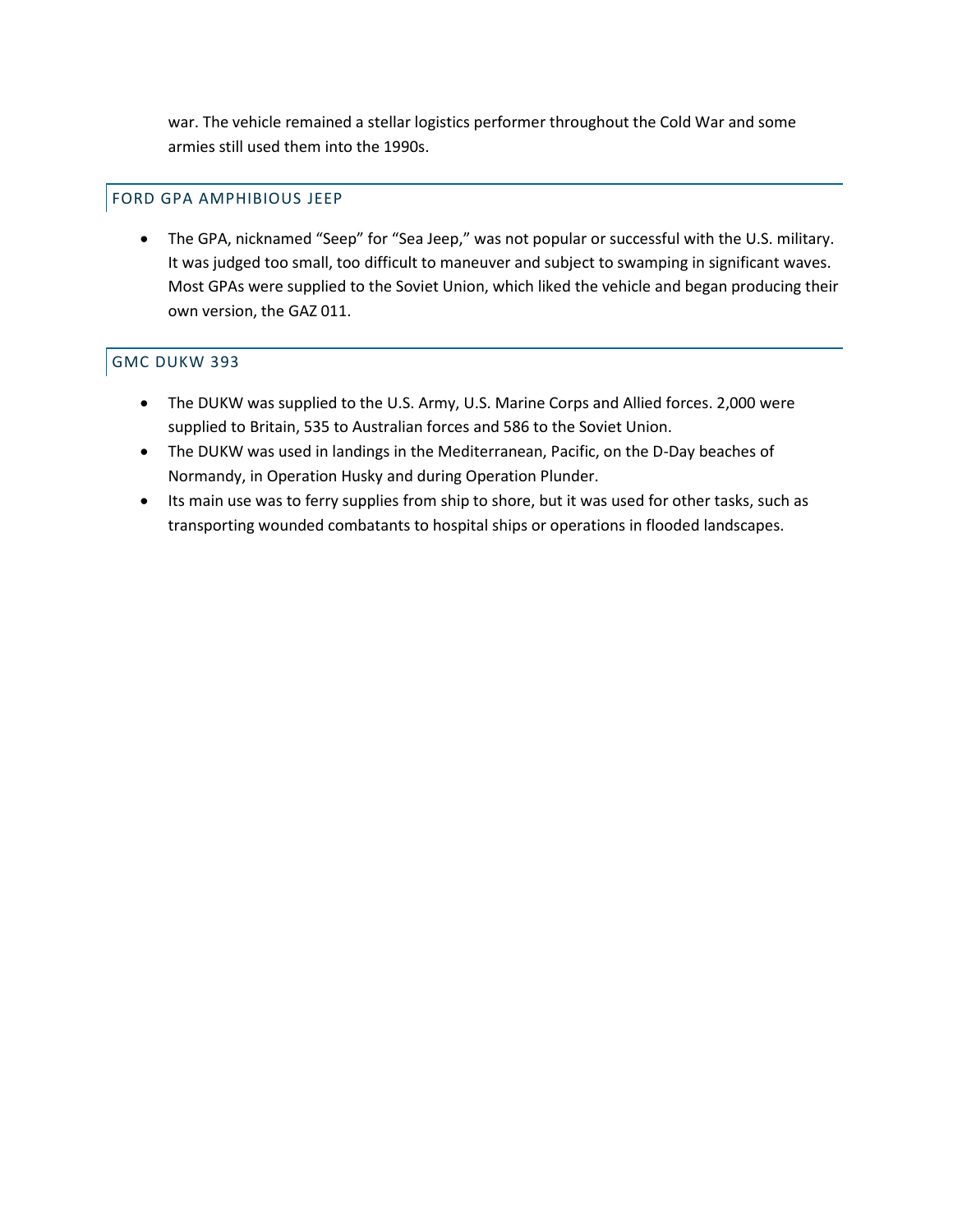war. The vehicle remained a stellar logistics performer throughout the Cold War and some armies still used them into the 1990s.

## FORD GPA AMPHIBIOUS JEEP

- The GPA, nicknamed "Seep" for "Sea Jeep," was not popular or successful with the U.S. military. It was judged too small, too difficult to maneuver and subject to swamping in significant waves. Most GPAs were supplied to the Soviet Union, which liked the vehicle and began producing their own version, the GAZ 011.

## GMC DUKW 393

- The DUKW was supplied to the U.S. Army, U.S. Marine Corps and Allied forces. 2,000 were supplied to Britain, 535 to Australian forces and 586 to the Soviet Union.
- The DUKW was used in landings in the Mediterranean, Pacific, on the D-Day beaches of Normandy, in Operation Husky and during Operation Plunder.
- Its main use was to ferry supplies from ship to shore, but it was used for other tasks, such as transporting wounded combatants to hospital ships or operations in flooded landscapes.